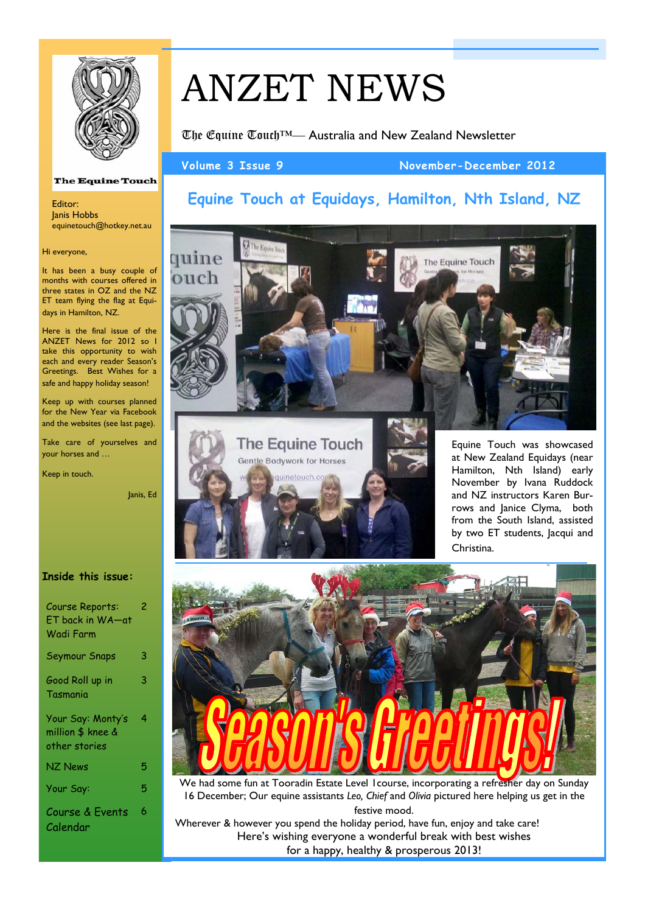# ANZET NEWS

The Equine Touch™— Australia and New Zealand Newsletter

**Volume 3 Issue 9** **November-December 2012**

The Equine Touch

Editor:
Janis Hobbs
equinetouch@hotkey.net.au

Hi everyone,

It has been a busy couple of months with courses offered in three states in OZ and the NZ ET team flying the flag at Equidays in Hamilton, NZ.

Here is the final issue of the ANZET News for 2012 so I take this opportunity to wish each and every reader Season's Greetings. Best Wishes for a safe and happy holiday season!

Keep up with courses planned for the New Year via Facebook and the websites (see last page).

Take care of yourselves and your horses and …

Keep in touch.

Janis, Ed

**Inside this issue:**

| | |
|---|---|
| Course Reports: ET back in WA—at Wadi Farm | 2 |
| Seymour Snaps | 3 |
| Good Roll up in Tasmania | 3 |
| Your Say: Monty's million $ knee & other stories | 4 |
| NZ News | 5 |
| Your Say: | 5 |
| Course & Events Calendar | 6 |

## Equine Touch at Equidays, Hamilton, Nth Island, NZ

Equine Touch was showcased at New Zealand Equidays (near Hamilton, Nth Island) early November by Ivana Ruddock and NZ instructors Karen Burrows and Janice Clyma, both from the South Island, assisted by two ET students, Jacqui and Christina.

Season's Greetings!

We had some fun at Tooradin Estate Level 1course, incorporating a refresher day on Sunday 16 December; Our equine assistants *Leo, Chief* and *Olivia* pictured here helping us get in the festive mood.

Wherever & however you spend the holiday period, have fun, enjoy and take care!

Here's wishing everyone a wonderful break with best wishes for a happy, healthy & prosperous 2013!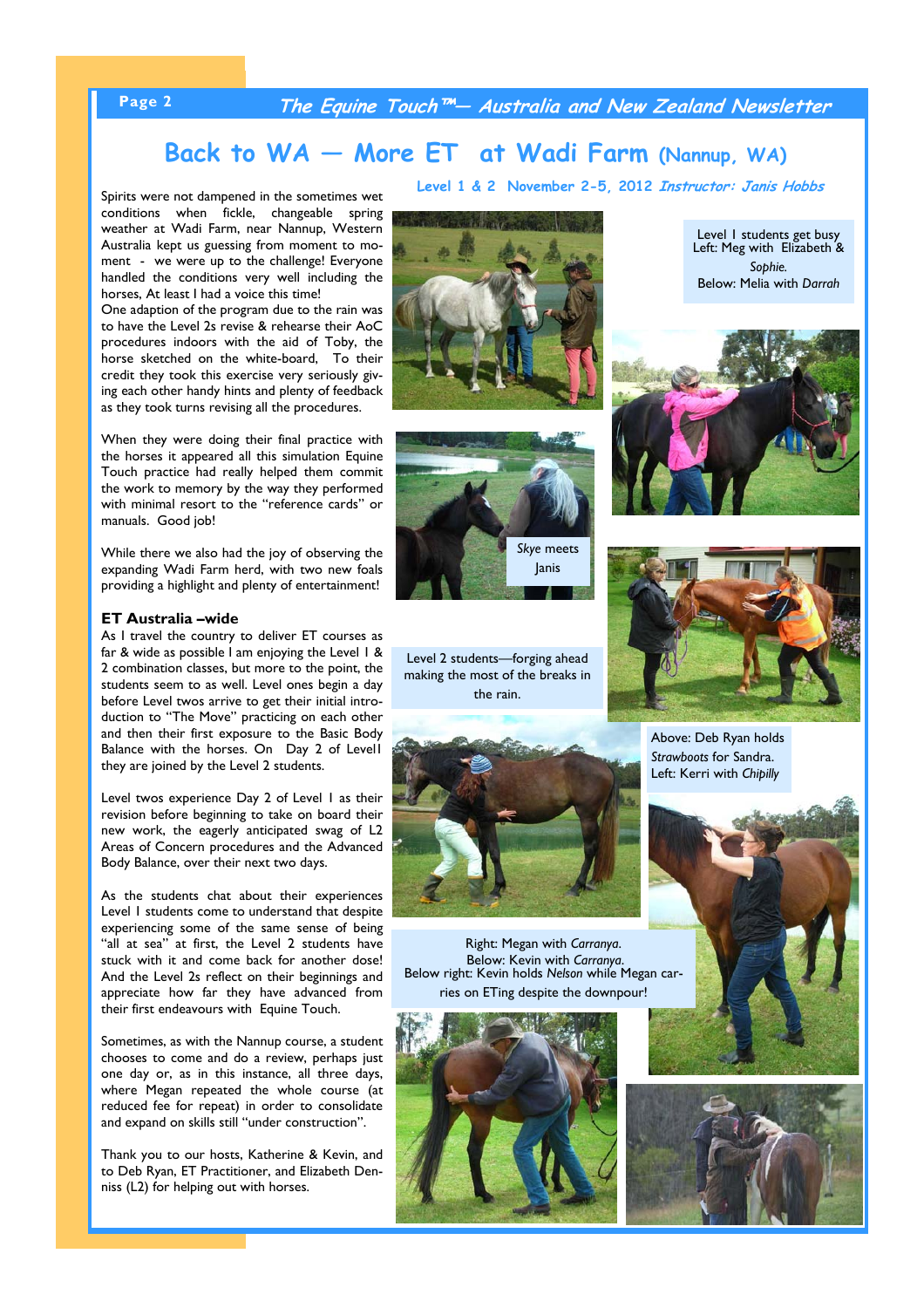## Back to WA — More ET at Wadi Farm (Nannup, WA)

**Level 1 & 2 November 2-5, 2012** ***Instructor: Janis Hobbs***

Spirits were not dampened in the sometimes wet conditions when fickle, changeable spring weather at Wadi Farm, near Nannup, Western Australia kept us guessing from moment to moment - we were up to the challenge! Everyone handled the conditions very well including the horses, At least I had a voice this time!

One adaption of the program due to the rain was to have the Level 2s revise & rehearse their AoC procedures indoors with the aid of Toby, the horse sketched on the white-board. To their credit they took this exercise very seriously giving each other handy hints and plenty of feedback as they took turns revising all the procedures.

When they were doing their final practice with the horses it appeared all this simulation Equine Touch practice had really helped them commit the work to memory by the way they performed with minimal resort to the "reference cards" or manuals. Good job!

While there we also had the joy of observing the expanding Wadi Farm herd, with two new foals providing a highlight and plenty of entertainment!

**ET Australia –wide**

As I travel the country to deliver ET courses as far & wide as possible I am enjoying the Level I & 2 combination classes, but more to the point, the students seem to as well. Level ones begin a day before Level twos arrive to get their initial introduction to "The Move" practicing on each other and then their first exposure to the Basic Body Balance with the horses. On Day 2 of Level1 they are joined by the Level 2 students.

Level twos experience Day 2 of Level I as their revision before beginning to take on board their new work, the eagerly anticipated swag of L2 Areas of Concern procedures and the Advanced Body Balance, over their next two days.

As the students chat about their experiences Level I students come to understand that despite experiencing some of the same sense of being "all at sea" at first, the Level 2 students have stuck with it and come back for another dose! And the Level 2s reflect on their beginnings and appreciate how far they have advanced from their first endeavours with Equine Touch.

Sometimes, as with the Nannup course, a student chooses to come and do a review, perhaps just one day or, as in this instance, all three days, where Megan repeated the whole course (at reduced fee for repeat) in order to consolidate and expand on skills still "under construction".

Thank you to our hosts, Katherine & Kevin, and to Deb Ryan, ET Practitioner, and Elizabeth Denniss (L2) for helping out with horses.

Level I students get busy
Left: Meg with Elizabeth & *Sophie.*
Below: Melia with *Darrah*

*Skye* meets Janis

Level 2 students—forging ahead making the most of the breaks in the rain.

Above: Deb Ryan holds *Strawboots* for Sandra.
Left: Kerri with *Chipilly*

Right: Megan with *Carranya*.
Below: Kevin with *Carranya*.
Below right: Kevin holds *Nelson* while Megan carries on ETing despite the downpour!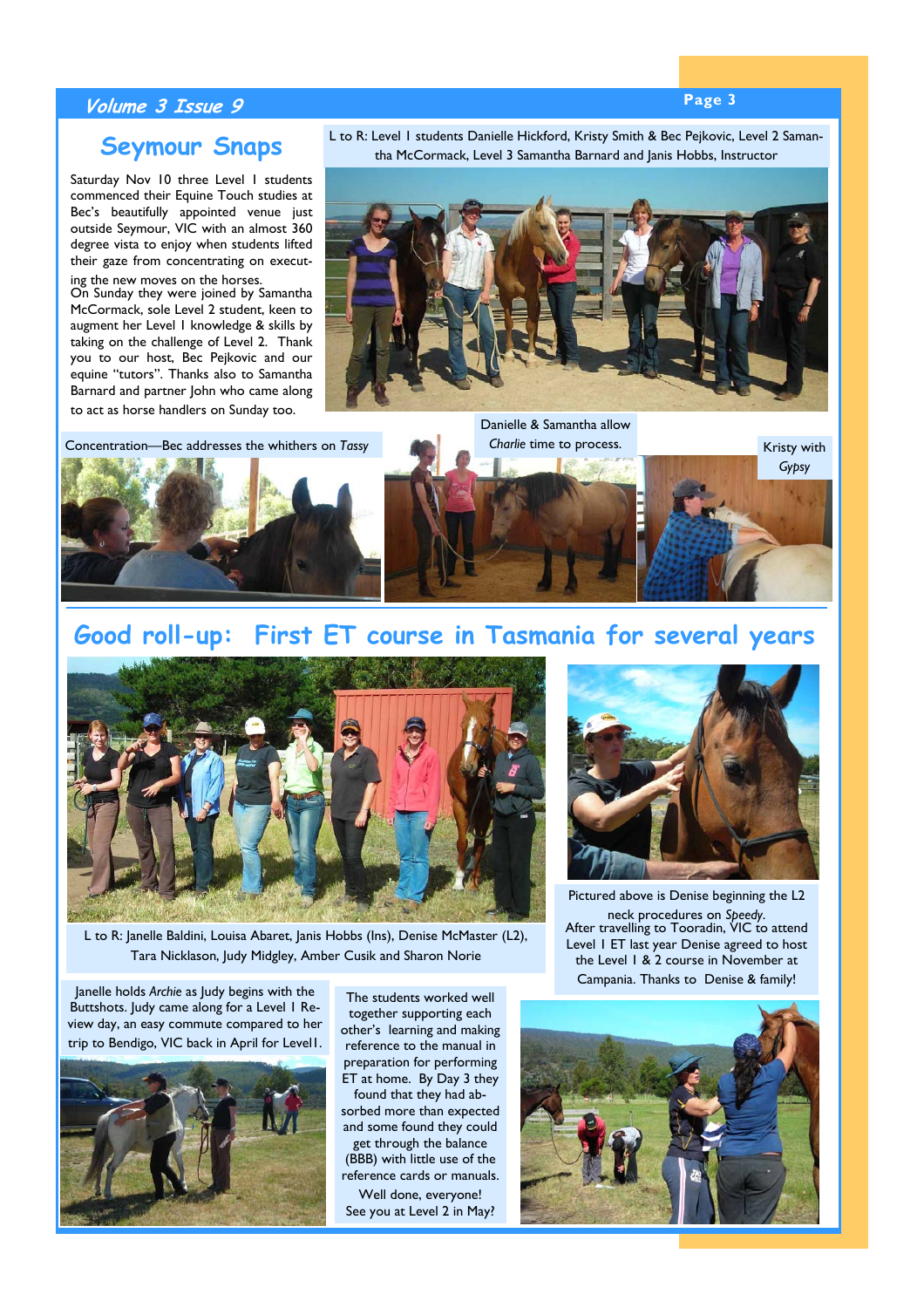## Seymour Snaps

Saturday Nov 10 three Level I students commenced their Equine Touch studies at Bec's beautifully appointed venue just outside Seymour, VIC with an almost 360 degree vista to enjoy when students lifted their gaze from concentrating on executing the new moves on the horses.

On Sunday they were joined by Samantha McCormack, sole Level 2 student, keen to augment her Level I knowledge & skills by taking on the challenge of Level 2. Thank you to our host, Bec Pejkovic and our equine "tutors". Thanks also to Samantha Barnard and partner John who came along to act as horse handlers on Sunday too.

L to R: Level I students Danielle Hickford, Kristy Smith & Bec Pejkovic, Level 2 Samantha McCormack, Level 3 Samantha Barnard and Janis Hobbs, Instructor

Concentration—Bec addresses the whithers on *Tassy*

Danielle & Samantha allow *Charlie* time to process.

Kristy with *Gypsy*

## Good roll-up: First ET course in Tasmania for several years

L to R: Janelle Baldini, Louisa Abaret, Janis Hobbs (Ins), Denise McMaster (L2), Tara Nicklason, Judy Midgley, Amber Cusik and Sharon Norie

Pictured above is Denise beginning the L2 neck procedures on *Speedy*.
After travelling to Tooradin, VIC to attend Level I ET last year Denise agreed to host the Level I & 2 course in November at Campania. Thanks to Denise & family!

Janelle holds *Archie* as Judy begins with the Buttshots. Judy came along for a Level I Review day, an easy commute compared to her trip to Bendigo, VIC back in April for Level1.

The students worked well together supporting each other's learning and making reference to the manual in preparation for performing ET at home. By Day 3 they found that they had absorbed more than expected and some found they could get through the balance (BBB) with little use of the reference cards or manuals.

Well done, everyone!
See you at Level 2 in May?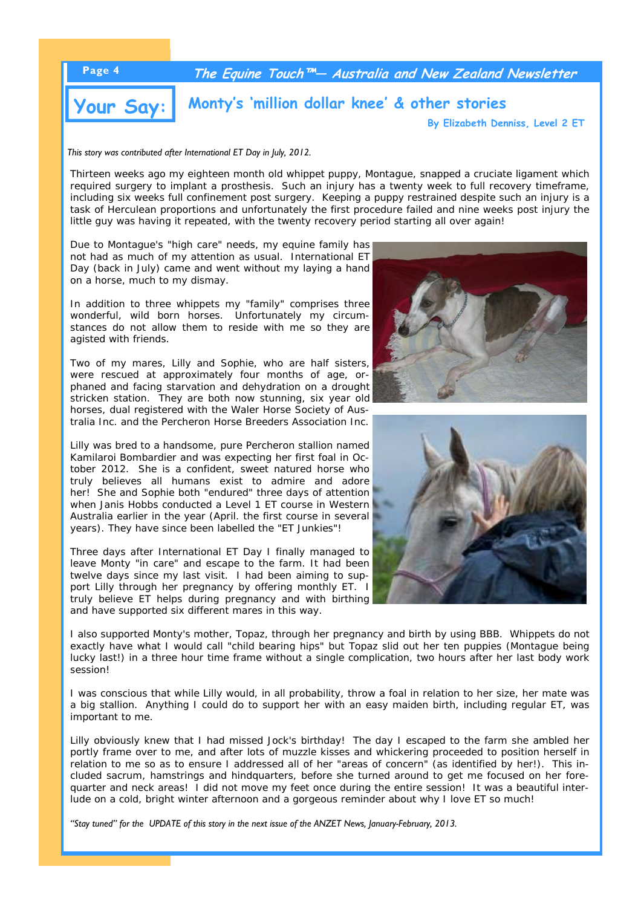# Your Say: Monty's 'million dollar knee' & other stories

**By Elizabeth Denniss, Level 2 ET**

*This story was contributed after International ET Day in July, 2012.*

Thirteen weeks ago my eighteen month old whippet puppy, Montague, snapped a cruciate ligament which required surgery to implant a prosthesis. Such an injury has a twenty week to full recovery timeframe, including six weeks full confinement post surgery. Keeping a puppy restrained despite such an injury is a task of Herculean proportions and unfortunately the first procedure failed and nine weeks post injury the little guy was having it repeated, with the twenty recovery period starting all over again!

Due to Montague's "high care" needs, my equine family has not had as much of my attention as usual. International ET Day (back in July) came and went without my laying a hand on a horse, much to my dismay.

In addition to three whippets my "family" comprises three wonderful, wild born horses. Unfortunately my circumstances do not allow them to reside with me so they are agisted with friends.

Two of my mares, Lilly and Sophie, who are half sisters, were rescued at approximately four months of age, orphaned and facing starvation and dehydration on a drought stricken station. They are both now stunning, six year old horses, dual registered with the Waler Horse Society of Australia Inc. and the Percheron Horse Breeders Association Inc.

Lilly was bred to a handsome, pure Percheron stallion named Kamilaroi Bombardier and was expecting her first foal in October 2012. She is a confident, sweet natured horse who truly believes all humans exist to admire and adore her! She and Sophie both "endured" three days of attention when Janis Hobbs conducted a Level 1 ET course in Western Australia earlier in the year (April. the first course in several years). They have since been labelled the "ET Junkies"!

Three days after International ET Day I finally managed to leave Monty "in care" and escape to the farm. It had been twelve days since my last visit. I had been aiming to support Lilly through her pregnancy by offering monthly ET. I truly believe ET helps during pregnancy and with birthing and have supported six different mares in this way.

I also supported Monty's mother, Topaz, through her pregnancy and birth by using BBB. Whippets do not exactly have what I would call "child bearing hips" but Topaz slid out her ten puppies (Montague being lucky last!) in a three hour time frame without a single complication, two hours after her last body work session!

I was conscious that while Lilly would, in all probability, throw a foal in relation to her size, her mate was a big stallion. Anything I could do to support her with an easy maiden birth, including regular ET, was important to me.

Lilly obviously knew that I had missed Jock's birthday! The day I escaped to the farm she ambled her portly frame over to me, and after lots of muzzle kisses and whickering proceeded to position herself in relation to me so as to ensure I addressed all of her "areas of concern" (as identified by her!). This included sacrum, hamstrings and hindquarters, before she turned around to get me focused on her forequarter and neck areas! I did not move my feet once during the entire session! It was a beautiful interlude on a cold, bright winter afternoon and a gorgeous reminder about why I love ET so much!

*"Stay tuned" for the UPDATE of this story in the next issue of the ANZET News, January-February, 2013.*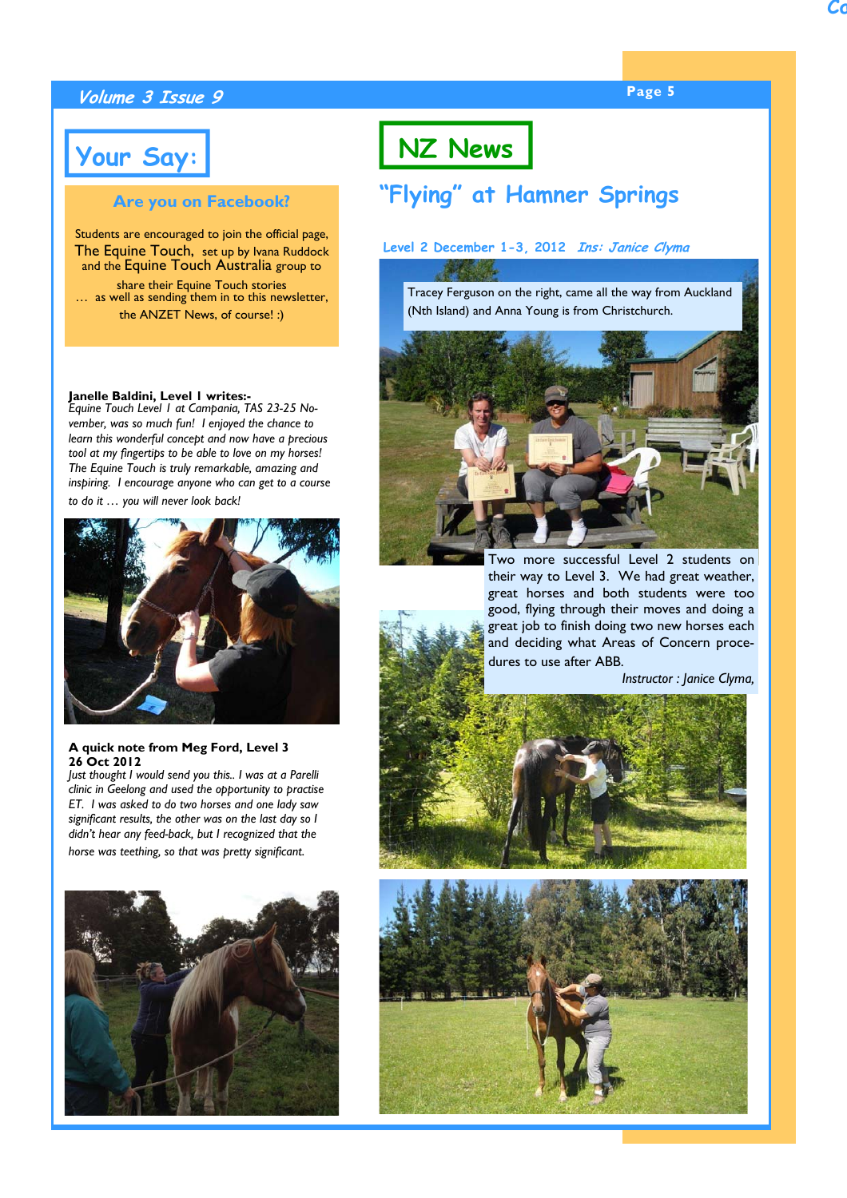# Your Say:

## Are you on Facebook?

Students are encouraged to join the official page, The Equine Touch, set up by Ivana Ruddock and the Equine Touch Australia group to share their Equine Touch stories … as well as sending them in to this newsletter, the ANZET News, of course! :)

**Janelle Baldini, Level I writes:-**

*Equine Touch Level I at Campania, TAS 23-25 November, was so much fun! I enjoyed the chance to learn this wonderful concept and now have a precious tool at my fingertips to be able to love on my horses! The Equine Touch is truly remarkable, amazing and inspiring. I encourage anyone who can get to a course to do it … you will never look back!*

**A quick note from Meg Ford, Level 3**
**26 Oct 2012**

*Just thought I would send you this.. I was at a Parelli clinic in Geelong and used the opportunity to practise ET. I was asked to do two horses and one lady saw significant results, the other was on the last day so I didn't hear any feed-back, but I recognized that the horse was teething, so that was pretty significant.*

# NZ News

## "Flying" at Hamner Springs

**Level 2 December 1-3, 2012** ***Ins: Janice Clyma***

Tracey Ferguson on the right, came all the way from Auckland (Nth Island) and Anna Young is from Christchurch.

Two more successful Level 2 students on their way to Level 3. We had great weather, great horses and both students were too good, flying through their moves and doing a great job to finish doing two new horses each and deciding what Areas of Concern procedures to use after ABB.

*Instructor : Janice Clyma,*